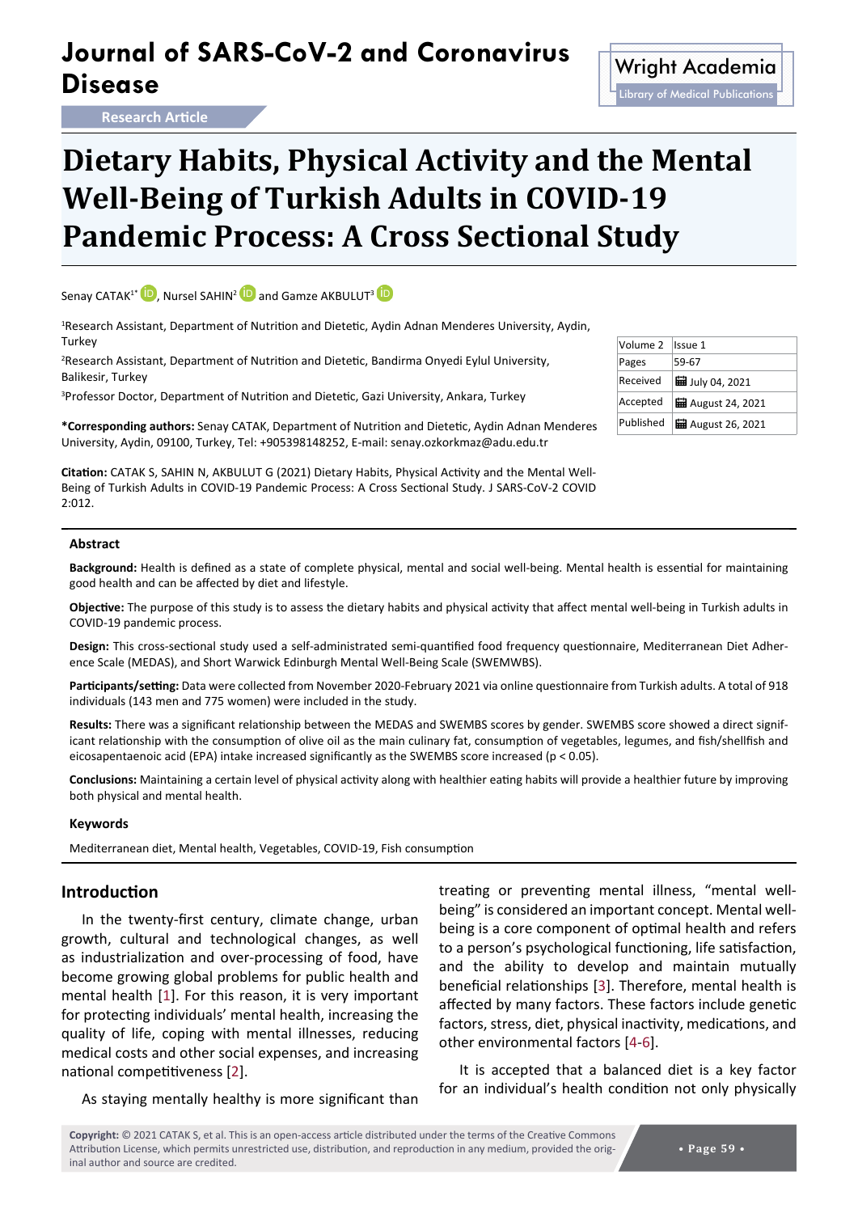# Dietary Habits, Physical Activity and the Mental Well-Being of Turkish Adults in COVID-19 Pandemic Process: A Cross Sectional Study

**Research Article**

Senay CATAK[1*], Nursel SAHIN[2] and Gamze AKBULUT[3]

[1]Research Assistant, Department of Nutrition and Dietetic, Aydin Adnan Menderes University, Aydin, Turkey

[2]Research Assistant, Department of Nutrition and Dietetic, Bandirma Onyedi Eylul University, Balikesir, Turkey

[3]Professor Doctor, Department of Nutrition and Dietetic, Gazi University, Ankara, Turkey

**\*Corresponding authors:** Senay CATAK, Department of Nutrition and Dietetic, Aydin Adnan Menderes University, Aydin, 09100, Turkey, Tel: +905398148252, E-mail: senay.ozkorkmaz@adu.edu.tr

| Volume 2 | Issue 1 |
|---|---|
| Pages | 59-67 |
| Received | July 04, 2021 |
| Accepted | August 24, 2021 |
| Published | August 26, 2021 |

**Citation:** CATAK S, SAHIN N, AKBULUT G (2021) Dietary Habits, Physical Activity and the Mental Well-Being of Turkish Adults in COVID-19 Pandemic Process: A Cross Sectional Study. J SARS-CoV-2 COVID 2:012.

## Abstract

**Background:** Health is defined as a state of complete physical, mental and social well-being. Mental health is essential for maintaining good health and can be affected by diet and lifestyle.

**Objective:** The purpose of this study is to assess the dietary habits and physical activity that affect mental well-being in Turkish adults in COVID-19 pandemic process.

**Design:** This cross-sectional study used a self-administrated semi-quantified food frequency questionnaire, Mediterranean Diet Adherence Scale (MEDAS), and Short Warwick Edinburgh Mental Well-Being Scale (SWEMWBS).

**Participants/setting:** Data were collected from November 2020-February 2021 via online questionnaire from Turkish adults. A total of 918 individuals (143 men and 775 women) were included in the study.

**Results:** There was a significant relationship between the MEDAS and SWEMBS scores by gender. SWEMBS score showed a direct significant relationship with the consumption of olive oil as the main culinary fat, consumption of vegetables, legumes, and fish/shellfish and eicosapentaenoic acid (EPA) intake increased significantly as the SWEMBS score increased ($p < 0.05$).

**Conclusions:** Maintaining a certain level of physical activity along with healthier eating habits will provide a healthier future by improving both physical and mental health.

### Keywords

Mediterranean diet, Mental health, Vegetables, COVID-19, Fish consumption

## Introduction

In the twenty-first century, climate change, urban growth, cultural and technological changes, as well as industrialization and over-processing of food, have become growing global problems for public health and mental health [1]. For this reason, it is very important for protecting individuals' mental health, increasing the quality of life, coping with mental illnesses, reducing medical costs and other social expenses, and increasing national competitiveness [2].

As staying mentally healthy is more significant than treating or preventing mental illness, "mental well-being" is considered an important concept. Mental well-being is a core component of optimal health and refers to a person's psychological functioning, life satisfaction, and the ability to develop and maintain mutually beneficial relationships [3]. Therefore, mental health is affected by many factors. These factors include genetic factors, stress, diet, physical inactivity, medications, and other environmental factors [4-6].

It is accepted that a balanced diet is a key factor for an individual's health condition not only physically

**Copyright:** © 2021 CATAK S, et al. This is an open-access article distributed under the terms of the Creative Commons Attribution License, which permits unrestricted use, distribution, and reproduction in any medium, provided the original author and source are credited.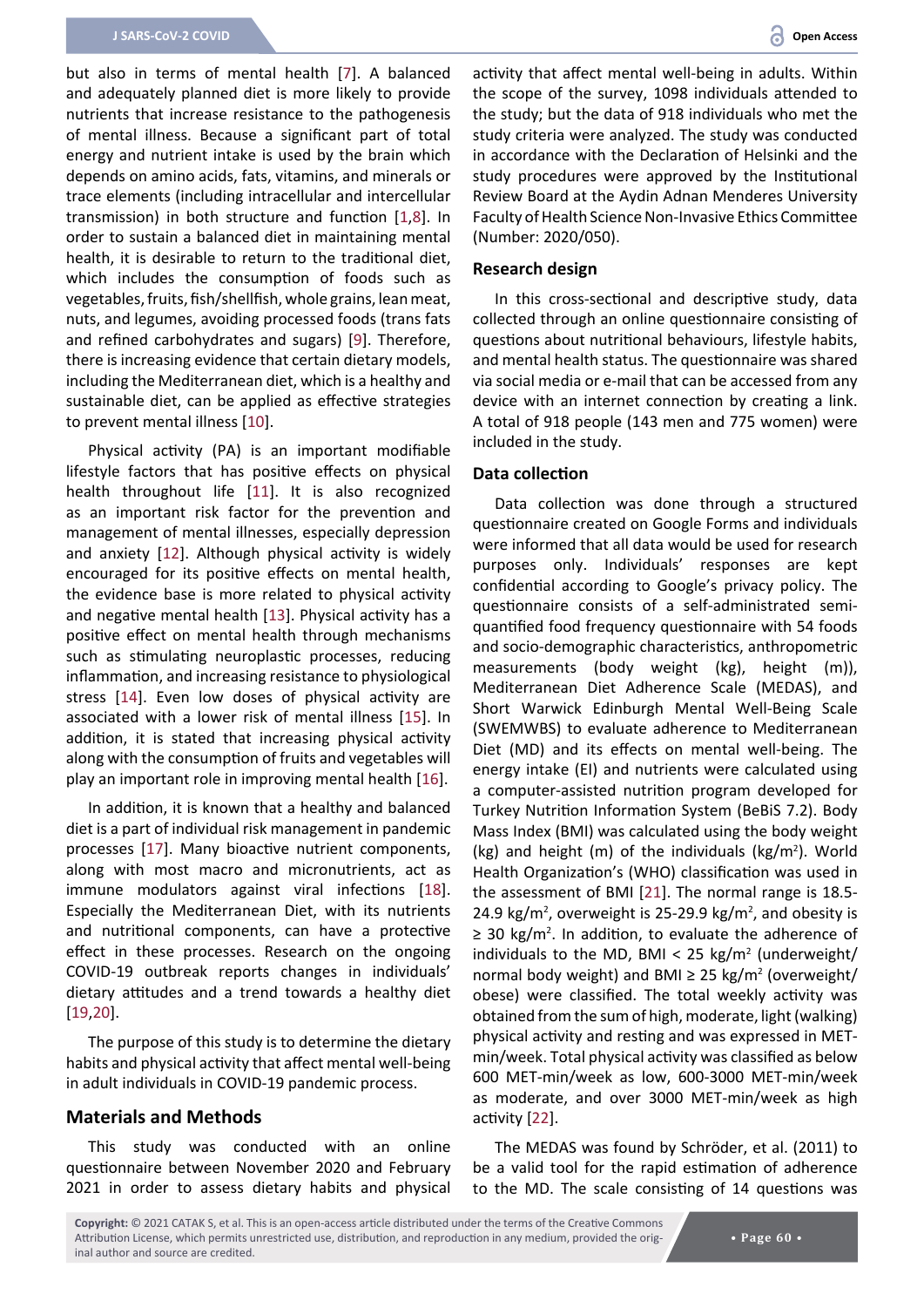but also in terms of mental health [7]. A balanced and adequately planned diet is more likely to provide nutrients that increase resistance to the pathogenesis of mental illness. Because a significant part of total energy and nutrient intake is used by the brain which depends on amino acids, fats, vitamins, and minerals or trace elements (including intracellular and intercellular transmission) in both structure and function [1,8]. In order to sustain a balanced diet in maintaining mental health, it is desirable to return to the traditional diet, which includes the consumption of foods such as vegetables, fruits, fish/shellfish, whole grains, lean meat, nuts, and legumes, avoiding processed foods (trans fats and refined carbohydrates and sugars) [9]. Therefore, there is increasing evidence that certain dietary models, including the Mediterranean diet, which is a healthy and sustainable diet, can be applied as effective strategies to prevent mental illness [10].

Physical activity (PA) is an important modifiable lifestyle factors that has positive effects on physical health throughout life [11]. It is also recognized as an important risk factor for the prevention and management of mental illnesses, especially depression and anxiety [12]. Although physical activity is widely encouraged for its positive effects on mental health, the evidence base is more related to physical activity and negative mental health [13]. Physical activity has a positive effect on mental health through mechanisms such as stimulating neuroplastic processes, reducing inflammation, and increasing resistance to physiological stress [14]. Even low doses of physical activity are associated with a lower risk of mental illness [15]. In addition, it is stated that increasing physical activity along with the consumption of fruits and vegetables will play an important role in improving mental health [16].

In addition, it is known that a healthy and balanced diet is a part of individual risk management in pandemic processes [17]. Many bioactive nutrient components, along with most macro and micronutrients, act as immune modulators against viral infections [18]. Especially the Mediterranean Diet, with its nutrients and nutritional components, can have a protective effect in these processes. Research on the ongoing COVID-19 outbreak reports changes in individuals' dietary attitudes and a trend towards a healthy diet [19,20].

The purpose of this study is to determine the dietary habits and physical activity that affect mental well-being in adult individuals in COVID-19 pandemic process.

## Materials and Methods

This study was conducted with an online questionnaire between November 2020 and February 2021 in order to assess dietary habits and physical activity that affect mental well-being in adults. Within the scope of the survey, 1098 individuals attended to the study; but the data of 918 individuals who met the study criteria were analyzed. The study was conducted in accordance with the Declaration of Helsinki and the study procedures were approved by the Institutional Review Board at the Aydin Adnan Menderes University Faculty of Health Science Non-Invasive Ethics Committee (Number: 2020/050).

### Research design

In this cross-sectional and descriptive study, data collected through an online questionnaire consisting of questions about nutritional behaviours, lifestyle habits, and mental health status. The questionnaire was shared via social media or e-mail that can be accessed from any device with an internet connection by creating a link. A total of 918 people (143 men and 775 women) were included in the study.

### Data collection

Data collection was done through a structured questionnaire created on Google Forms and individuals were informed that all data would be used for research purposes only. Individuals' responses are kept confidential according to Google's privacy policy. The questionnaire consists of a self-administrated semi-quantified food frequency questionnaire with 54 foods and socio-demographic characteristics, anthropometric measurements (body weight (kg), height (m)), Mediterranean Diet Adherence Scale (MEDAS), and Short Warwick Edinburgh Mental Well-Being Scale (SWEMWBS) to evaluate adherence to Mediterranean Diet (MD) and its effects on mental well-being. The energy intake (EI) and nutrients were calculated using a computer-assisted nutrition program developed for Turkey Nutrition Information System (BeBiS 7.2). Body Mass Index (BMI) was calculated using the body weight (kg) and height (m) of the individuals ($kg/m^2$). World Health Organization's (WHO) classification was used in the assessment of BMI [21]. The normal range is 18.5-24.9 $kg/m^2$, overweight is 25-29.9 $kg/m^2$, and obesity is $\geq$ 30 $kg/m^2$. In addition, to evaluate the adherence of individuals to the MD, BMI < 25 $kg/m^2$ (underweight/normal body weight) and BMI $\geq$ 25 $kg/m^2$ (overweight/obese) were classified. The total weekly activity was obtained from the sum of high, moderate, light (walking) physical activity and resting and was expressed in MET-min/week. Total physical activity was classified as below 600 MET-min/week as low, 600-3000 MET-min/week as moderate, and over 3000 MET-min/week as high activity [22].

The MEDAS was found by Schröder, et al. (2011) to be a valid tool for the rapid estimation of adherence to the MD. The scale consisting of 14 questions was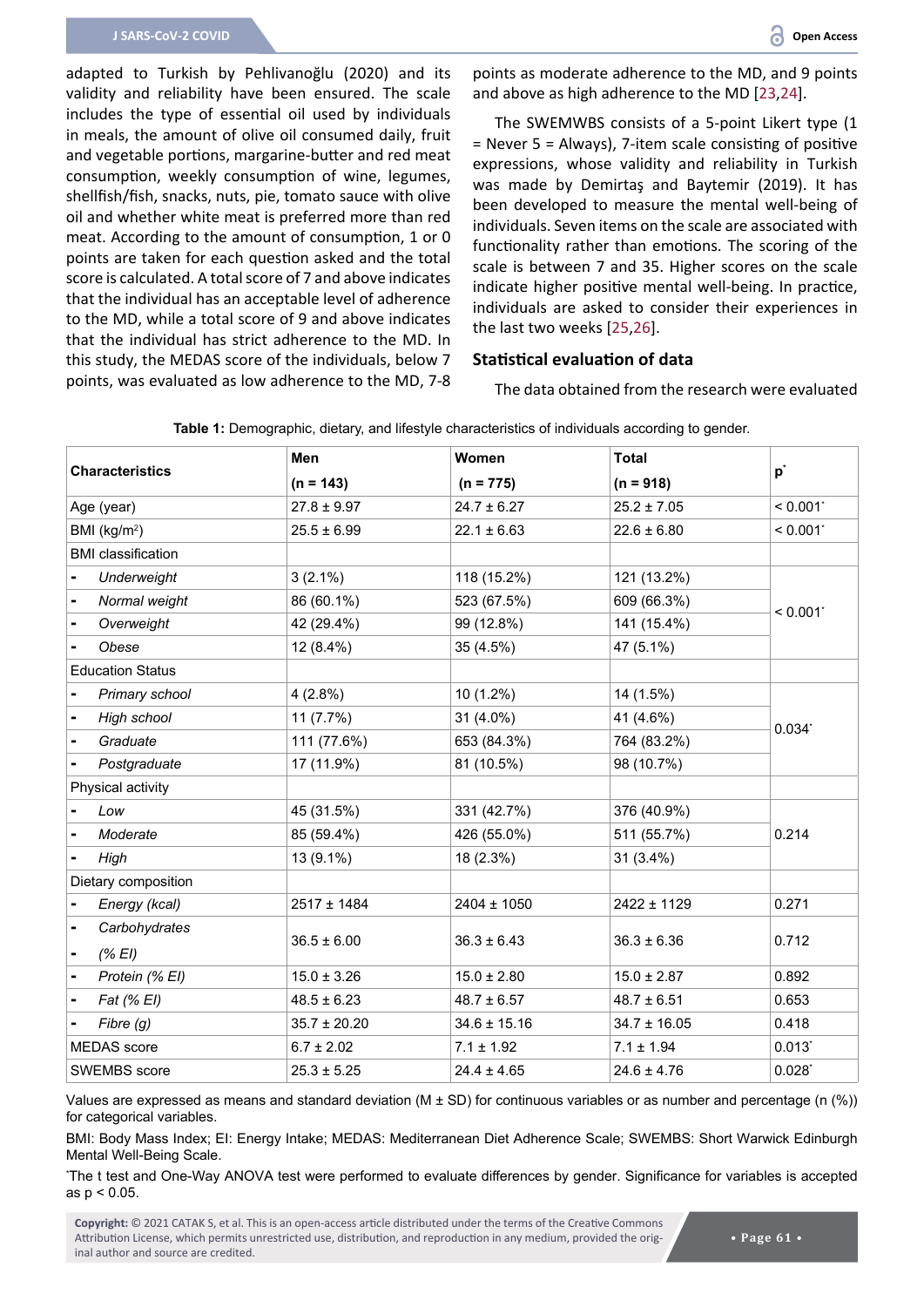adapted to Turkish by Pehlivanoğlu (2020) and its validity and reliability have been ensured. The scale includes the type of essential oil used by individuals in meals, the amount of olive oil consumed daily, fruit and vegetable portions, margarine-butter and red meat consumption, weekly consumption of wine, legumes, shellfish/fish, snacks, nuts, pie, tomato sauce with olive oil and whether white meat is preferred more than red meat. According to the amount of consumption, 1 or 0 points are taken for each question asked and the total score is calculated. A total score of 7 and above indicates that the individual has an acceptable level of adherence to the MD, while a total score of 9 and above indicates that the individual has strict adherence to the MD. In this study, the MEDAS score of the individuals, below 7 points, was evaluated as low adherence to the MD, 7-8 points as moderate adherence to the MD, and 9 points and above as high adherence to the MD [23,24].

The SWEMWBS consists of a 5-point Likert type (1 = Never 5 = Always), 7-item scale consisting of positive expressions, whose validity and reliability in Turkish was made by Demirtaş and Baytemir (2019). It has been developed to measure the mental well-being of individuals. Seven items on the scale are associated with functionality rather than emotions. The scoring of the scale is between 7 and 35. Higher scores on the scale indicate higher positive mental well-being. In practice, individuals are asked to consider their experiences in the last two weeks [25,26].

## Statistical evaluation of data

The data obtained from the research were evaluated

**Table 1:** Demographic, dietary, and lifestyle characteristics of individuals according to gender.

| Characteristics | Men (n = 143) | Women (n = 775) | Total (n = 918) | p* |
|---|---|---|---|---|
| Age (year) | 27.8 ± 9.97 | 24.7 ± 6.27 | 25.2 ± 7.05 | < 0.001* |
| BMI (kg/m²) | 25.5 ± 6.99 | 22.1 ± 6.63 | 22.6 ± 6.80 | < 0.001* |
| BMI classification | | | | |
| - *Underweight* | 3 (2.1%) | 118 (15.2%) | 121 (13.2%) | < 0.001* |
| - *Normal weight* | 86 (60.1%) | 523 (67.5%) | 609 (66.3%) | |
| - *Overweight* | 42 (29.4%) | 99 (12.8%) | 141 (15.4%) | |
| - *Obese* | 12 (8.4%) | 35 (4.5%) | 47 (5.1%) | |
| Education Status | | | | |
| - *Primary school* | 4 (2.8%) | 10 (1.2%) | 14 (1.5%) | 0.034* |
| - *High school* | 11 (7.7%) | 31 (4.0%) | 41 (4.6%) | |
| - *Graduate* | 111 (77.6%) | 653 (84.3%) | 764 (83.2%) | |
| - *Postgraduate* | 17 (11.9%) | 81 (10.5%) | 98 (10.7%) | |
| Physical activity | | | | |
| - *Low* | 45 (31.5%) | 331 (42.7%) | 376 (40.9%) | 0.214 |
| - *Moderate* | 85 (59.4%) | 426 (55.0%) | 511 (55.7%) | |
| - *High* | 13 (9.1%) | 18 (2.3%) | 31 (3.4%) | |
| Dietary composition | | | | |
| - *Energy (kcal)* | 2517 ± 1484 | 2404 ± 1050 | 2422 ± 1129 | 0.271 |
| - *Carbohydrates (% EI)* | 36.5 ± 6.00 | 36.3 ± 6.43 | 36.3 ± 6.36 | 0.712 |
| - *Protein (% EI)* | 15.0 ± 3.26 | 15.0 ± 2.80 | 15.0 ± 2.87 | 0.892 |
| - *Fat (% EI)* | 48.5 ± 6.23 | 48.7 ± 6.57 | 48.7 ± 6.51 | 0.653 |
| - *Fibre (g)* | 35.7 ± 20.20 | 34.6 ± 15.16 | 34.7 ± 16.05 | 0.418 |
| MEDAS score | 6.7 ± 2.02 | 7.1 ± 1.92 | 7.1 ± 1.94 | 0.013* |
| SWEMBS score | 25.3 ± 5.25 | 24.4 ± 4.65 | 24.6 ± 4.76 | 0.028* |

Values are expressed as means and standard deviation (M ± SD) for continuous variables or as number and percentage (n (%)) for categorical variables.

BMI: Body Mass Index; EI: Energy Intake; MEDAS: Mediterranean Diet Adherence Scale; SWEMBS: Short Warwick Edinburgh Mental Well-Being Scale.

*The t test and One-Way ANOVA test were performed to evaluate differences by gender. Significance for variables is accepted as $p < 0.05$.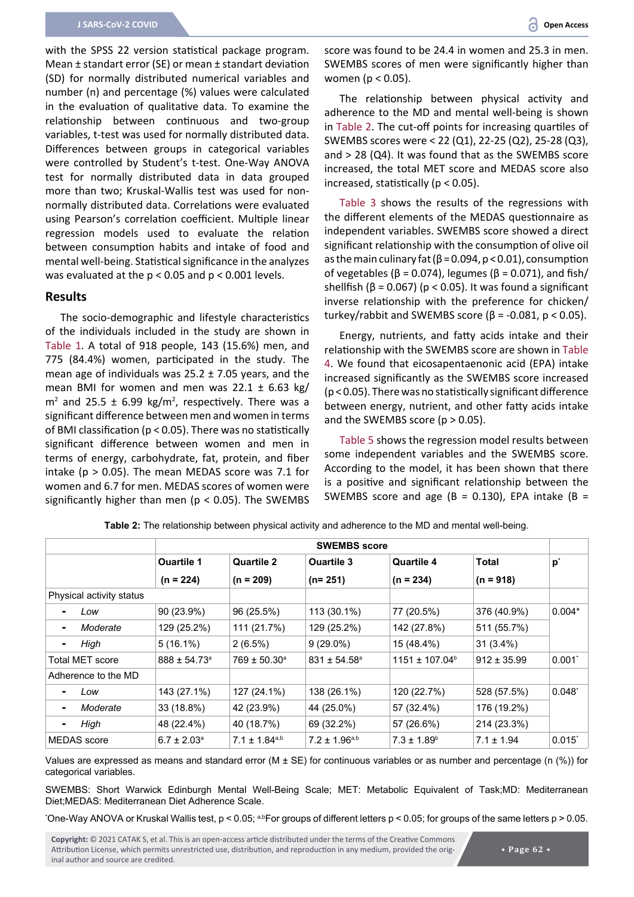with the SPSS 22 version statistical package program. Mean ± standart error (SE) or mean ± standart deviation (SD) for normally distributed numerical variables and number (n) and percentage (%) values were calculated in the evaluation of qualitative data. To examine the relationship between continuous and two-group variables, t-test was used for normally distributed data. Differences between groups in categorical variables were controlled by Student's t-test. One-Way ANOVA test for normally distributed data in data grouped more than two; Kruskal-Wallis test was used for non-normally distributed data. Correlations were evaluated using Pearson's correlation coefficient. Multiple linear regression models used to evaluate the relation between consumption habits and intake of food and mental well-being. Statistical significance in the analyzes was evaluated at the $p < 0.05$ and $p < 0.001$ levels.

## Results

The socio-demographic and lifestyle characteristics of the individuals included in the study are shown in Table 1. A total of 918 people, 143 (15.6%) men, and 775 (84.4%) women, participated in the study. The mean age of individuals was 25.2 ± 7.05 years, and the mean BMI for women and men was 22.1 ± 6.63 kg/m$^2$ and 25.5 ± 6.99 kg/m$^2$, respectively. There was a significant difference between men and women in terms of BMI classification ($p < 0.05$). There was no statistically significant difference between women and men in terms of energy, carbohydrate, fat, protein, and fiber intake ($p > 0.05$). The mean MEDAS score was 7.1 for women and 6.7 for men. MEDAS scores of women were significantly higher than men ($p < 0.05$). The SWEMBS score was found to be 24.4 in women and 25.3 in men. SWEMBS scores of men were significantly higher than women ($p < 0.05$).

The relationship between physical activity and adherence to the MD and mental well-being is shown in Table 2. The cut-off points for increasing quartiles of SWEMBS scores were < 22 (Q1), 22-25 (Q2), 25-28 (Q3), and > 28 (Q4). It was found that as the SWEMBS score increased, the total MET score and MEDAS score also increased, statistically ($p < 0.05$).

Table 3 shows the results of the regressions with the different elements of the MEDAS questionnaire as independent variables. SWEMBS score showed a direct significant relationship with the consumption of olive oil as the main culinary fat (β = 0.094, $p < 0.01$), consumption of vegetables (β = 0.074), legumes (β = 0.071), and fish/shellfish (β = 0.067) ($p < 0.05$). It was found a significant inverse relationship with the preference for chicken/turkey/rabbit and SWEMBS score (β = -0.081, $p < 0.05$).

Energy, nutrients, and fatty acids intake and their relationship with the SWEMBS score are shown in Table 4. We found that eicosapentaenoic acid (EPA) intake increased significantly as the SWEMBS score increased ($p < 0.05$). There was no statistically significant difference between energy, nutrient, and other fatty acids intake and the SWEMBS score ($p > 0.05$).

Table 5 shows the regression model results between some independent variables and the SWEMBS score. According to the model, it has been shown that there is a positive and significant relationship between the SWEMBS score and age (B = 0.130), EPA intake (B =

**Table 2:** The relationship between physical activity and adherence to the MD and mental well-being.

| | SWEMBS score | | | | | |
|---|---|---|---|---|---|---|
| | **Quartile 1** (n = 224) | **Quartile 2** (n = 209) | **Quartile 3** (n= 251) | **Quartile 4** (n = 234) | **Total** (n = 918) | **p*** |
| Physical activity status | | | | | | |
| - *Low* | 90 (23.9%) | 96 (25.5%) | 113 (30.1%) | 77 (20.5%) | 376 (40.9%) | 0.004* |
| - *Moderate* | 129 (25.2%) | 111 (21.7%) | 129 (25.2%) | 142 (27.8%) | 511 (55.7%) | |
| - *High* | 5 (16.1%) | 2 (6.5%) | 9 (29.0%) | 15 (48.4%) | 31 (3.4%) | |
| Total MET score | 888 ± 54.73[a] | 769 ± 50.30[a] | 831 ± 54.58[a] | 1151 ± 107.04[b] | 912 ± 35.99 | 0.001* |
| Adherence to the MD | | | | | | |
| - *Low* | 143 (27.1%) | 127 (24.1%) | 138 (26.1%) | 120 (22.7%) | 528 (57.5%) | 0.048* |
| - *Moderate* | 33 (18.8%) | 42 (23.9%) | 44 (25.0%) | 57 (32.4%) | 176 (19.2%) | |
| - *High* | 48 (22.4%) | 40 (18.7%) | 69 (32.2%) | 57 (26.6%) | 214 (23.3%) | |
| MEDAS score | 6.7 ± 2.03[a] | 7.1 ± 1.84[a,b] | 7.2 ± 1.96[a,b] | 7.3 ± 1.89[b] | 7.1 ± 1.94 | 0.015* |

Values are expressed as means and standard error (M ± SE) for continuous variables or as number and percentage (n (%)) for categorical variables.

SWEMBS: Short Warwick Edinburgh Mental Well-Being Scale; MET: Metabolic Equivalent of Task;MD: Mediterranean Diet;MEDAS: Mediterranean Diet Adherence Scale.

*One-Way ANOVA or Kruskal Wallis test, $p < 0.05$; [a,b]For groups of different letters $p < 0.05$; for groups of the same letters $p > 0.05$.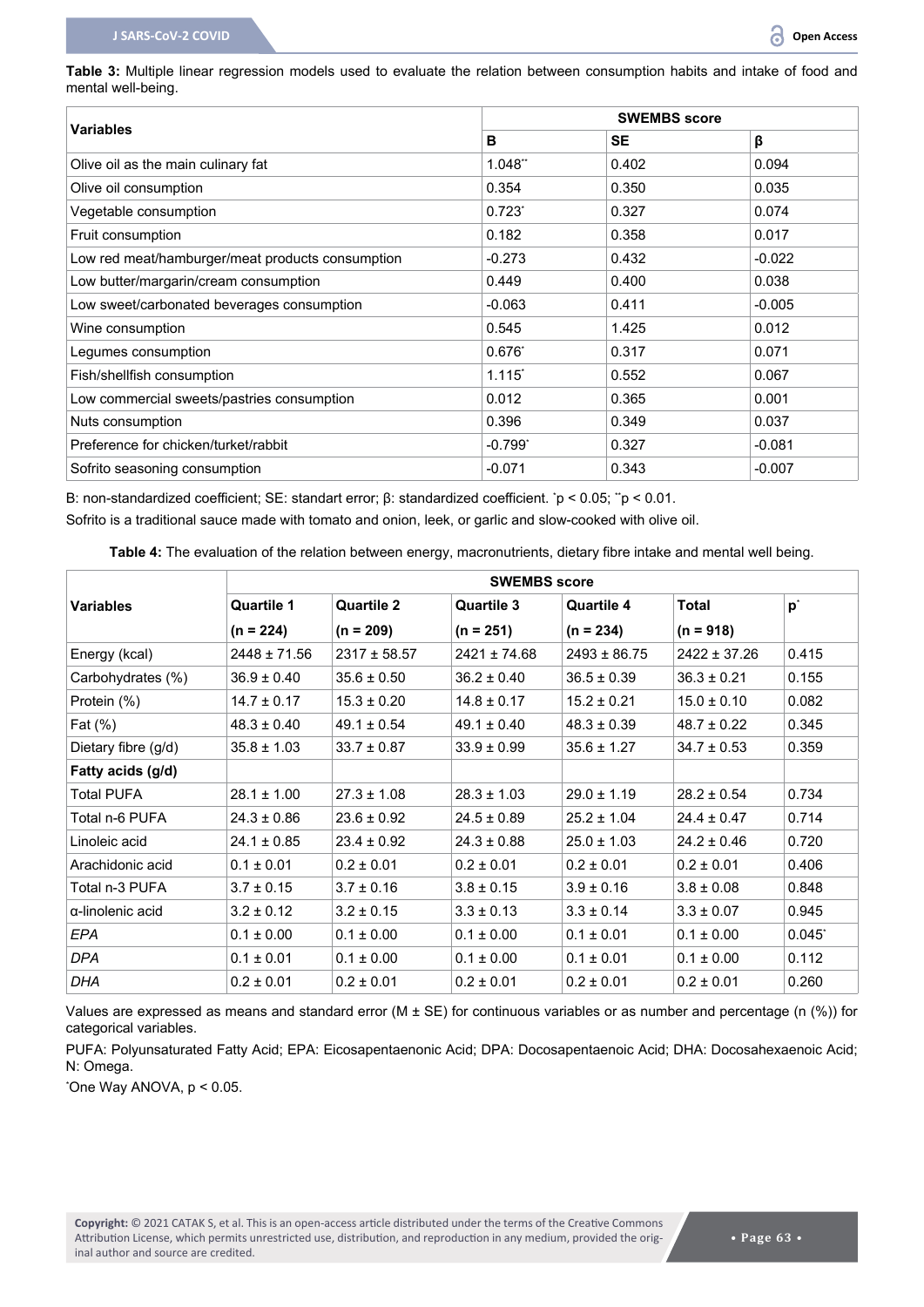**Table 3:** Multiple linear regression models used to evaluate the relation between consumption habits and intake of food and mental well-being.

| Variables | SWEMBS score | | |
|---|---|---|---|
| | B | SE | β |
| Olive oil as the main culinary fat | 1.048** | 0.402 | 0.094 |
| Olive oil consumption | 0.354 | 0.350 | 0.035 |
| Vegetable consumption | 0.723* | 0.327 | 0.074 |
| Fruit consumption | 0.182 | 0.358 | 0.017 |
| Low red meat/hamburger/meat products consumption | -0.273 | 0.432 | -0.022 |
| Low butter/margarin/cream consumption | 0.449 | 0.400 | 0.038 |
| Low sweet/carbonated beverages consumption | -0.063 | 0.411 | -0.005 |
| Wine consumption | 0.545 | 1.425 | 0.012 |
| Legumes consumption | 0.676* | 0.317 | 0.071 |
| Fish/shellfish consumption | 1.115* | 0.552 | 0.067 |
| Low commercial sweets/pastries consumption | 0.012 | 0.365 | 0.001 |
| Nuts consumption | 0.396 | 0.349 | 0.037 |
| Preference for chicken/turket/rabbit | -0.799* | 0.327 | -0.081 |
| Sofrito seasoning consumption | -0.071 | 0.343 | -0.007 |

B: non-standardized coefficient; SE: standart error; β: standardized coefficient. *$p < 0.05$; **$p < 0.01$.

Sofrito is a traditional sauce made with tomato and onion, leek, or garlic and slow-cooked with olive oil.

**Table 4:** The evaluation of the relation between energy, macronutrients, dietary fibre intake and mental well being.

| Variables | SWEMBS score | | | | | |
|---|---|---|---|---|---|---|
| | Quartile 1 (n = 224) | Quartile 2 (n = 209) | Quartile 3 (n = 251) | Quartile 4 (n = 234) | Total (n = 918) | p* |
| Energy (kcal) | 2448 ± 71.56 | 2317 ± 58.57 | 2421 ± 74.68 | 2493 ± 86.75 | 2422 ± 37.26 | 0.415 |
| Carbohydrates (%) | 36.9 ± 0.40 | 35.6 ± 0.50 | 36.2 ± 0.40 | 36.5 ± 0.39 | 36.3 ± 0.21 | 0.155 |
| Protein (%) | 14.7 ± 0.17 | 15.3 ± 0.20 | 14.8 ± 0.17 | 15.2 ± 0.21 | 15.0 ± 0.10 | 0.082 |
| Fat (%) | 48.3 ± 0.40 | 49.1 ± 0.54 | 49.1 ± 0.40 | 48.3 ± 0.39 | 48.7 ± 0.22 | 0.345 |
| Dietary fibre (g/d) | 35.8 ± 1.03 | 33.7 ± 0.87 | 33.9 ± 0.99 | 35.6 ± 1.27 | 34.7 ± 0.53 | 0.359 |
| **Fatty acids (g/d)** | | | | | | |
| Total PUFA | 28.1 ± 1.00 | 27.3 ± 1.08 | 28.3 ± 1.03 | 29.0 ± 1.19 | 28.2 ± 0.54 | 0.734 |
| Total n-6 PUFA | 24.3 ± 0.86 | 23.6 ± 0.92 | 24.5 ± 0.89 | 25.2 ± 1.04 | 24.4 ± 0.47 | 0.714 |
| Linoleic acid | 24.1 ± 0.85 | 23.4 ± 0.92 | 24.3 ± 0.88 | 25.0 ± 1.03 | 24.2 ± 0.46 | 0.720 |
| Arachidonic acid | 0.1 ± 0.01 | 0.2 ± 0.01 | 0.2 ± 0.01 | 0.2 ± 0.01 | 0.2 ± 0.01 | 0.406 |
| Total n-3 PUFA | 3.7 ± 0.15 | 3.7 ± 0.16 | 3.8 ± 0.15 | 3.9 ± 0.16 | 3.8 ± 0.08 | 0.848 |
| α-linolenic acid | 3.2 ± 0.12 | 3.2 ± 0.15 | 3.3 ± 0.13 | 3.3 ± 0.14 | 3.3 ± 0.07 | 0.945 |
| *EPA* | 0.1 ± 0.00 | 0.1 ± 0.00 | 0.1 ± 0.00 | 0.1 ± 0.01 | 0.1 ± 0.00 | 0.045* |
| *DPA* | 0.1 ± 0.01 | 0.1 ± 0.00 | 0.1 ± 0.00 | 0.1 ± 0.01 | 0.1 ± 0.00 | 0.112 |
| *DHA* | 0.2 ± 0.01 | 0.2 ± 0.01 | 0.2 ± 0.01 | 0.2 ± 0.01 | 0.2 ± 0.01 | 0.260 |

Values are expressed as means and standard error (M ± SE) for continuous variables or as number and percentage (n (%)) for categorical variables.

PUFA: Polyunsaturated Fatty Acid; EPA: Eicosapentaenonic Acid; DPA: Docosapentaenoic Acid; DHA: Docosahexaenoic Acid; N: Omega.

*One Way ANOVA, $p < 0.05$.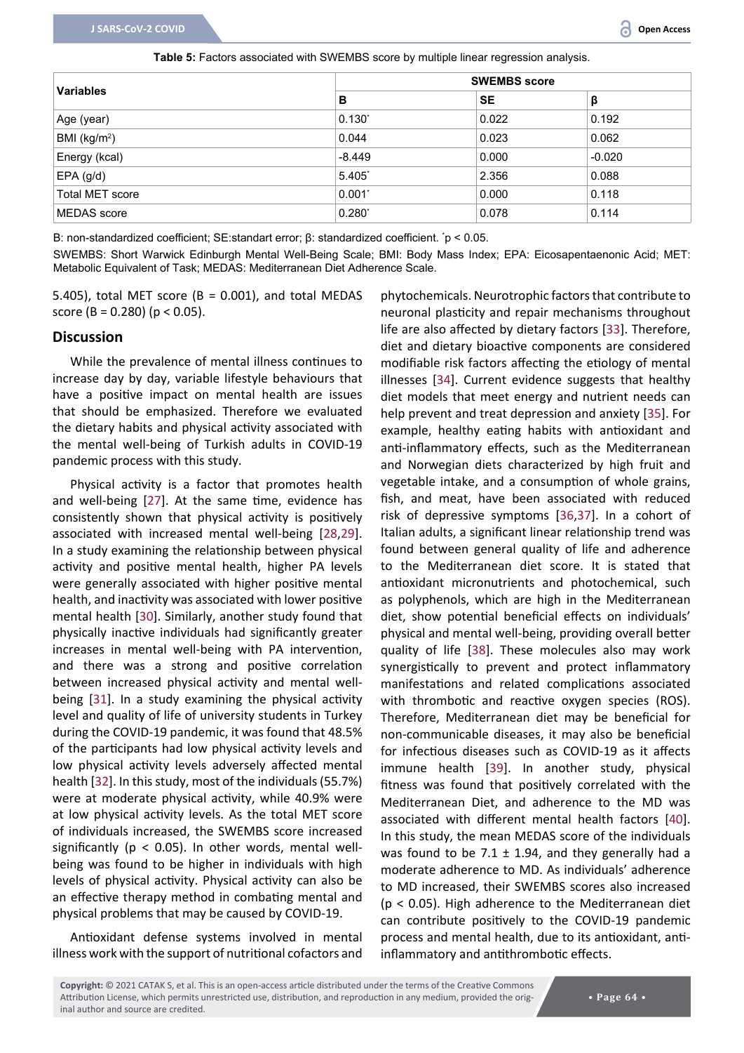**Table 5:** Factors associated with SWEMBS score by multiple linear regression analysis.

| Variables | SWEMBS score | | |
|---|---|---|---|
| | B | SE | β |
| Age (year) | 0.130* | 0.022 | 0.192 |
| BMI (kg/m²) | 0.044 | 0.023 | 0.062 |
| Energy (kcal) | -8.449 | 0.000 | -0.020 |
| EPA (g/d) | 5.405* | 2.356 | 0.088 |
| Total MET score | 0.001* | 0.000 | 0.118 |
| MEDAS score | 0.280* | 0.078 | 0.114 |

B: non-standardized coefficient; SE:standart error; β: standardized coefficient. *p < 0.05.

SWEMBS: Short Warwick Edinburgh Mental Well-Being Scale; BMI: Body Mass Index; EPA: Eicosapentaenonic Acid; MET: Metabolic Equivalent of Task; MEDAS: Mediterranean Diet Adherence Scale.

5.405), total MET score (B = 0.001), and total MEDAS score (B = 0.280) ($p < 0.05$).

## Discussion

While the prevalence of mental illness continues to increase day by day, variable lifestyle behaviours that have a positive impact on mental health are issues that should be emphasized. Therefore we evaluated the dietary habits and physical activity associated with the mental well-being of Turkish adults in COVID-19 pandemic process with this study.

Physical activity is a factor that promotes health and well-being [27]. At the same time, evidence has consistently shown that physical activity is positively associated with increased mental well-being [28,29]. In a study examining the relationship between physical activity and positive mental health, higher PA levels were generally associated with higher positive mental health, and inactivity was associated with lower positive mental health [30]. Similarly, another study found that physically inactive individuals had significantly greater increases in mental well-being with PA intervention, and there was a strong and positive correlation between increased physical activity and mental well-being [31]. In a study examining the physical activity level and quality of life of university students in Turkey during the COVID-19 pandemic, it was found that 48.5% of the participants had low physical activity levels and low physical activity levels adversely affected mental health [32]. In this study, most of the individuals (55.7%) were at moderate physical activity, while 40.9% were at low physical activity levels. As the total MET score of individuals increased, the SWEMBS score increased significantly ($p < 0.05$). In other words, mental well-being was found to be higher in individuals with high levels of physical activity. Physical activity can also be an effective therapy method in combating mental and physical problems that may be caused by COVID-19.

Antioxidant defense systems involved in mental illness work with the support of nutritional cofactors and phytochemicals. Neurotrophic factors that contribute to neuronal plasticity and repair mechanisms throughout life are also affected by dietary factors [33]. Therefore, diet and dietary bioactive components are considered modifiable risk factors affecting the etiology of mental illnesses [34]. Current evidence suggests that healthy diet models that meet energy and nutrient needs can help prevent and treat depression and anxiety [35]. For example, healthy eating habits with antioxidant and anti-inflammatory effects, such as the Mediterranean and Norwegian diets characterized by high fruit and vegetable intake, and a consumption of whole grains, fish, and meat, have been associated with reduced risk of depressive symptoms [36,37]. In a cohort of Italian adults, a significant linear relationship trend was found between general quality of life and adherence to the Mediterranean diet score. It is stated that antioxidant micronutrients and photochemical, such as polyphenols, which are high in the Mediterranean diet, show potential beneficial effects on individuals' physical and mental well-being, providing overall better quality of life [38]. These molecules also may work synergistically to prevent and protect inflammatory manifestations and related complications associated with thrombotic and reactive oxygen species (ROS). Therefore, Mediterranean diet may be beneficial for non-communicable diseases, it may also be beneficial for infectious diseases such as COVID-19 as it affects immune health [39]. In another study, physical fitness was found that positively correlated with the Mediterranean Diet, and adherence to the MD was associated with different mental health factors [40]. In this study, the mean MEDAS score of the individuals was found to be 7.1 ± 1.94, and they generally had a moderate adherence to MD. As individuals' adherence to MD increased, their SWEMBS scores also increased ($p < 0.05$). High adherence to the Mediterranean diet can contribute positively to the COVID-19 pandemic process and mental health, due to its antioxidant, anti-inflammatory and antithrombotic effects.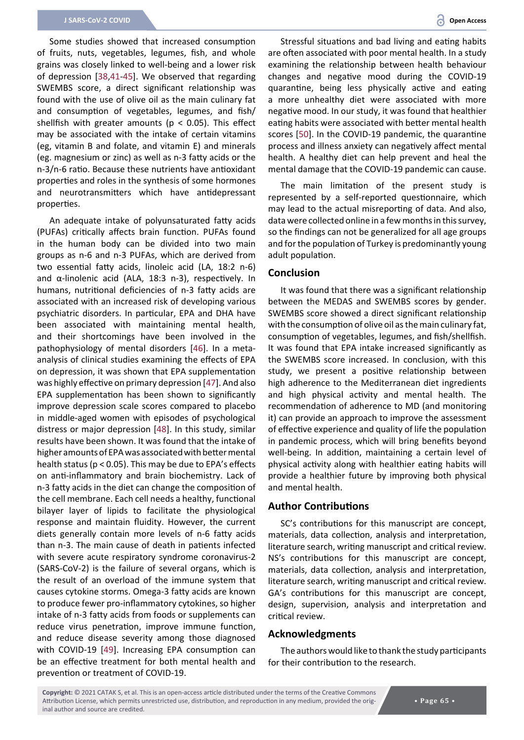Some studies showed that increased consumption of fruits, nuts, vegetables, legumes, fish, and whole grains was closely linked to well-being and a lower risk of depression [38,41-45]. We observed that regarding SWEMBS score, a direct significant relationship was found with the use of olive oil as the main culinary fat and consumption of vegetables, legumes, and fish/shellfish with greater amounts ($p < 0.05$). This effect may be associated with the intake of certain vitamins (eg, vitamin B and folate, and vitamin E) and minerals (eg. magnesium or zinc) as well as n-3 fatty acids or the n-3/n-6 ratio. Because these nutrients have antioxidant properties and roles in the synthesis of some hormones and neurotransmitters which have antidepressant properties.

An adequate intake of polyunsaturated fatty acids (PUFAs) critically affects brain function. PUFAs found in the human body can be divided into two main groups as n-6 and n-3 PUFAs, which are derived from two essential fatty acids, linoleic acid (LA, 18:2 n-6) and α-linolenic acid (ALA, 18:3 n-3), respectively. In humans, nutritional deficiencies of n-3 fatty acids are associated with an increased risk of developing various psychiatric disorders. In particular, EPA and DHA have been associated with maintaining mental health, and their shortcomings have been involved in the pathophysiology of mental disorders [46]. In a meta-analysis of clinical studies examining the effects of EPA on depression, it was shown that EPA supplementation was highly effective on primary depression [47]. And also EPA supplementation has been shown to significantly improve depression scale scores compared to placebo in middle-aged women with episodes of psychological distress or major depression [48]. In this study, similar results have been shown. It was found that the intake of higher amounts of EPA was associated with better mental health status ($p < 0.05$). This may be due to EPA's effects on anti-inflammatory and brain biochemistry. Lack of n-3 fatty acids in the diet can change the composition of the cell membrane. Each cell needs a healthy, functional bilayer layer of lipids to facilitate the physiological response and maintain fluidity. However, the current diets generally contain more levels of n-6 fatty acids than n-3. The main cause of death in patients infected with severe acute respiratory syndrome coronavirus-2 (SARS-CoV-2) is the failure of several organs, which is the result of an overload of the immune system that causes cytokine storms. Omega-3 fatty acids are known to produce fewer pro-inflammatory cytokines, so higher intake of n-3 fatty acids from foods or supplements can reduce virus penetration, improve immune function, and reduce disease severity among those diagnosed with COVID-19 [49]. Increasing EPA consumption can be an effective treatment for both mental health and prevention or treatment of COVID-19.

Stressful situations and bad living and eating habits are often associated with poor mental health. In a study examining the relationship between health behaviour changes and negative mood during the COVID-19 quarantine, being less physically active and eating a more unhealthy diet were associated with more negative mood. In our study, it was found that healthier eating habits were associated with better mental health scores [50]. In the COVID-19 pandemic, the quarantine process and illness anxiety can negatively affect mental health. A healthy diet can help prevent and heal the mental damage that the COVID-19 pandemic can cause.

The main limitation of the present study is represented by a self-reported questionnaire, which may lead to the actual misreporting of data. And also, data were collected online in a few months in this survey, so the findings can not be generalized for all age groups and for the population of Turkey is predominantly young adult population.

## Conclusion

It was found that there was a significant relationship between the MEDAS and SWEMBS scores by gender. SWEMBS score showed a direct significant relationship with the consumption of olive oil as the main culinary fat, consumption of vegetables, legumes, and fish/shellfish. It was found that EPA intake increased significantly as the SWEMBS score increased. In conclusion, with this study, we present a positive relationship between high adherence to the Mediterranean diet ingredients and high physical activity and mental health. The recommendation of adherence to MD (and monitoring it) can provide an approach to improve the assessment of effective experience and quality of life the population in pandemic process, which will bring benefits beyond well-being. In addition, maintaining a certain level of physical activity along with healthier eating habits will provide a healthier future by improving both physical and mental health.

## Author Contributions

SC's contributions for this manuscript are concept, materials, data collection, analysis and interpretation, literature search, writing manuscript and critical review. NS's contributions for this manuscript are concept, materials, data collection, analysis and interpretation, literature search, writing manuscript and critical review. GA's contributions for this manuscript are concept, design, supervision, analysis and interpretation and critical review.

## Acknowledgments

The authors would like to thank the study participants for their contribution to the research.

**Copyright:** © 2021 CATAK S, et al. This is an open-access article distributed under the terms of the Creative Commons Attribution License, which permits unrestricted use, distribution, and reproduction in any medium, provided the original author and source are credited.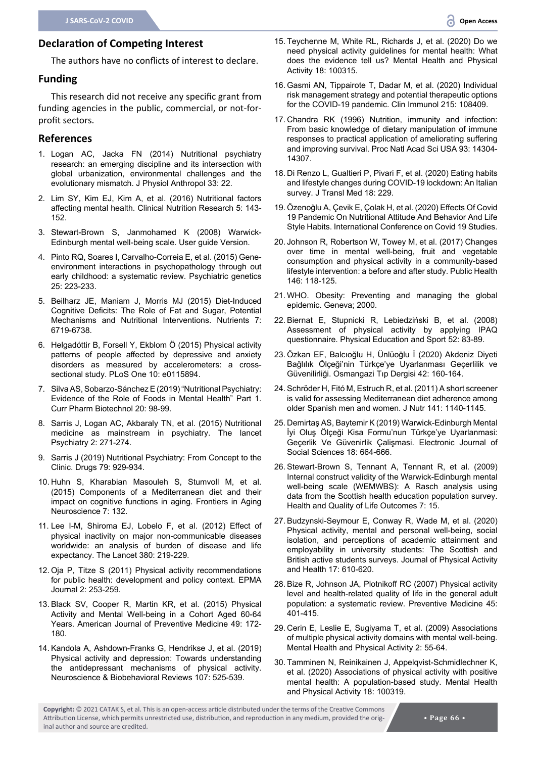## Declaration of Competing Interest

The authors have no conflicts of interest to declare.

## Funding

This research did not receive any specific grant from funding agencies in the public, commercial, or not-for-profit sectors.

## References

1. Logan AC, Jacka FN (2014) Nutritional psychiatry research: an emerging discipline and its intersection with global urbanization, environmental challenges and the evolutionary mismatch. J Physiol Anthropol 33: 22.
2. Lim SY, Kim EJ, Kim A, et al. (2016) Nutritional factors affecting mental health. Clinical Nutrition Research 5: 143-152.
3. Stewart-Brown S, Janmohamed K (2008) Warwick-Edinburgh mental well-being scale. User guide Version.
4. Pinto RQ, Soares I, Carvalho-Correia E, et al. (2015) Gene-environment interactions in psychopathology through out early childhood: a systematic review. Psychiatric genetics 25: 223-233.
5. Beilharz JE, Maniam J, Morris MJ (2015) Diet-Induced Cognitive Deficits: The Role of Fat and Sugar, Potential Mechanisms and Nutritional Interventions. Nutrients 7: 6719-6738.
6. Helgadóttir B, Forsell Y, Ekblom Ö (2015) Physical activity patterns of people affected by depressive and anxiety disorders as measured by accelerometers: a cross-sectional study. PLoS One 10: e0115894.
7. Silva AS, Sobarzo-Sánchez E (2019) "Nutritional Psychiatry: Evidence of the Role of Foods in Mental Health" Part 1. Curr Pharm Biotechnol 20: 98-99.
8. Sarris J, Logan AC, Akbaraly TN, et al. (2015) Nutritional medicine as mainstream in psychiatry. The lancet Psychiatry 2: 271-274.
9. Sarris J (2019) Nutritional Psychiatry: From Concept to the Clinic. Drugs 79: 929-934.
10. Huhn S, Kharabian Masouleh S, Stumvoll M, et al. (2015) Components of a Mediterranean diet and their impact on cognitive functions in aging. Frontiers in Aging Neuroscience 7: 132.
11. Lee I-M, Shiroma EJ, Lobelo F, et al. (2012) Effect of physical inactivity on major non-communicable diseases worldwide: an analysis of burden of disease and life expectancy. The Lancet 380: 219-229.
12. Oja P, Titze S (2011) Physical activity recommendations for public health: development and policy context. EPMA Journal 2: 253-259.
13. Black SV, Cooper R, Martin KR, et al. (2015) Physical Activity and Mental Well-being in a Cohort Aged 60-64 Years. American Journal of Preventive Medicine 49: 172-180.
14. Kandola A, Ashdown-Franks G, Hendrikse J, et al. (2019) Physical activity and depression: Towards understanding the antidepressant mechanisms of physical activity. Neuroscience & Biobehavioral Reviews 107: 525-539.
15. Teychenne M, White RL, Richards J, et al. (2020) Do we need physical activity guidelines for mental health: What does the evidence tell us? Mental Health and Physical Activity 18: 100315.
16. Gasmi AN, Tippairote T, Dadar M, et al. (2020) Individual risk management strategy and potential therapeutic options for the COVID-19 pandemic. Clin Immunol 215: 108409.
17. Chandra RK (1996) Nutrition, immunity and infection: From basic knowledge of dietary manipulation of immune responses to practical application of ameliorating suffering and improving survival. Proc Natl Acad Sci USA 93: 14304-14307.
18. Di Renzo L, Gualtieri P, Pivari F, et al. (2020) Eating habits and lifestyle changes during COVID-19 lockdown: An Italian survey. J Transl Med 18: 229.
19. Özenoğlu A, Çevik E, Çolak H, et al. (2020) Effects Of Covid 19 Pandemic On Nutritional Attitude And Behavior And Life Style Habits. International Conference on Covid 19 Studies.
20. Johnson R, Robertson W, Towey M, et al. (2017) Changes over time in mental well-being, fruit and vegetable consumption and physical activity in a community-based lifestyle intervention: a before and after study. Public Health 146: 118-125.
21. WHO. Obesity: Preventing and managing the global epidemic. Geneva; 2000.
22. Biernat E, Stupnicki R, Lebiedziński B, et al. (2008) Assessment of physical activity by applying IPAQ questionnaire. Physical Education and Sport 52: 83-89.
23. Özkan EF, Balcıoğlu H, Ünlüoğlu İ (2020) Akdeniz Diyeti Bağlılık Ölçeği'nin Türkçe'ye Uyarlanması Geçerlilik ve Güvenilirliği. Osmangazi Tıp Dergisi 42: 160-164.
24. Schröder H, Fitó M, Estruch R, et al. (2011) A short screener is valid for assessing Mediterranean diet adherence among older Spanish men and women. J Nutr 141: 1140-1145.
25. Demirtaş AS, Baytemir K (2019) Warwick-Edinburgh Mental İyi Oluş Ölçeği Kisa Formu'nun Türkçe'ye Uyarlanması: Geçerlik Ve Güvenirlik Çalişmasi. Electronic Journal of Social Sciences 18: 664-666.
26. Stewart-Brown S, Tennant A, Tennant R, et al. (2009) Internal construct validity of the Warwick-Edinburgh mental well-being scale (WEMWBS): A Rasch analysis using data from the Scottish health education population survey. Health and Quality of Life Outcomes 7: 15.
27. Budzynski-Seymour E, Conway R, Wade M, et al. (2020) Physical activity, mental and personal well-being, social isolation, and perceptions of academic attainment and employability in university students: The Scottish and British active students surveys. Journal of Physical Activity and Health 17: 610-620.
28. Bize R, Johnson JA, Plotnikoff RC (2007) Physical activity level and health-related quality of life in the general adult population: a systematic review. Preventive Medicine 45: 401-415.
29. Cerin E, Leslie E, Sugiyama T, et al. (2009) Associations of multiple physical activity domains with mental well-being. Mental Health and Physical Activity 2: 55-64.
30. Tamminen N, Reinikainen J, Appelqvist-Schmidlechner K, et al. (2020) Associations of physical activity with positive mental health: A population-based study. Mental Health and Physical Activity 18: 100319.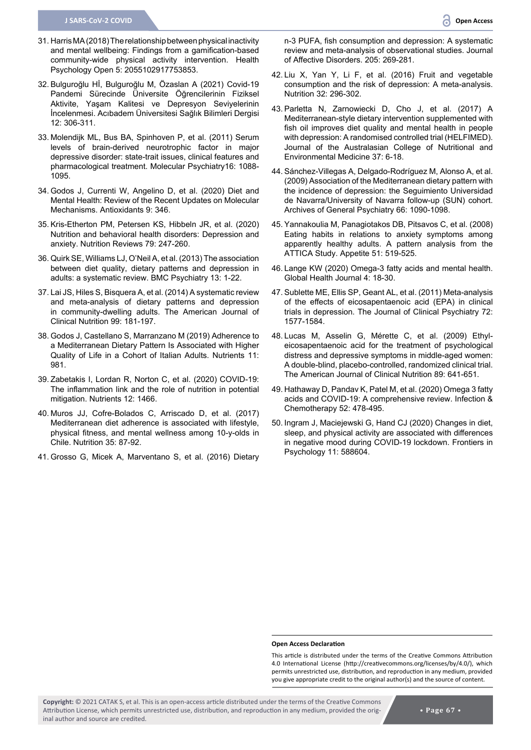31. Harris MA (2018) The relationship between physical inactivity and mental wellbeing: Findings from a gamification-based community-wide physical activity intervention. Health Psychology Open 5: 2055102917753853.

32. Bulguroğlu Hİ, Bulguroğlu M, Özaslan A (2021) Covid-19 Pandemi Sürecinde Üniversite Öğrencilerinin Fiziksel Aktivite, Yaşam Kalitesi ve Depresyon Seviyelerinin İncelenmesi. Acıbadem Üniversitesi Sağlık Bilimleri Dergisi 12: 306-311.

33. Molendijk ML, Bus BA, Spinhoven P, et al. (2011) Serum levels of brain-derived neurotrophic factor in major depressive disorder: state-trait issues, clinical features and pharmacological treatment. Molecular Psychiatry16: 1088-1095.

34. Godos J, Currenti W, Angelino D, et al. (2020) Diet and Mental Health: Review of the Recent Updates on Molecular Mechanisms. Antioxidants 9: 346.

35. Kris-Etherton PM, Petersen KS, Hibbeln JR, et al. (2020) Nutrition and behavioral health disorders: Depression and anxiety. Nutrition Reviews 79: 247-260.

36. Quirk SE, Williams LJ, O'Neil A, et al. (2013) The association between diet quality, dietary patterns and depression in adults: a systematic review. BMC Psychiatry 13: 1-22.

37. Lai JS, Hiles S, Bisquera A, et al. (2014) A systematic review and meta-analysis of dietary patterns and depression in community-dwelling adults. The American Journal of Clinical Nutrition 99: 181-197.

38. Godos J, Castellano S, Marranzano M (2019) Adherence to a Mediterranean Dietary Pattern Is Associated with Higher Quality of Life in a Cohort of Italian Adults. Nutrients 11: 981.

39. Zabetakis I, Lordan R, Norton C, et al. (2020) COVID-19: The inflammation link and the role of nutrition in potential mitigation. Nutrients 12: 1466.

40. Muros JJ, Cofre-Bolados C, Arriscado D, et al. (2017) Mediterranean diet adherence is associated with lifestyle, physical fitness, and mental wellness among 10-y-olds in Chile. Nutrition 35: 87-92.

41. Grosso G, Micek A, Marventano S, et al. (2016) Dietary n-3 PUFA, fish consumption and depression: A systematic review and meta-analysis of observational studies. Journal of Affective Disorders. 205: 269-281.

42. Liu X, Yan Y, Li F, et al. (2016) Fruit and vegetable consumption and the risk of depression: A meta-analysis. Nutrition 32: 296-302.

43. Parletta N, Zarnowiecki D, Cho J, et al. (2017) A Mediterranean-style dietary intervention supplemented with fish oil improves diet quality and mental health in people with depression: A randomised controlled trial (HELFIMED). Journal of the Australasian College of Nutritional and Environmental Medicine 37: 6-18.

44. Sánchez-Villegas A, Delgado-Rodríguez M, Alonso A, et al. (2009) Association of the Mediterranean dietary pattern with the incidence of depression: the Seguimiento Universidad de Navarra/University of Navarra follow-up (SUN) cohort. Archives of General Psychiatry 66: 1090-1098.

45. Yannakoulia M, Panagiotakos DB, Pitsavos C, et al. (2008) Eating habits in relations to anxiety symptoms among apparently healthy adults. A pattern analysis from the ATTICA Study. Appetite 51: 519-525.

46. Lange KW (2020) Omega-3 fatty acids and mental health. Global Health Journal 4: 18-30.

47. Sublette ME, Ellis SP, Geant AL, et al. (2011) Meta-analysis of the effects of eicosapentaenoic acid (EPA) in clinical trials in depression. The Journal of Clinical Psychiatry 72: 1577-1584.

48. Lucas M, Asselin G, Mérette C, et al. (2009) Ethyl-eicosapentaenoic acid for the treatment of psychological distress and depressive symptoms in middle-aged women: A double-blind, placebo-controlled, randomized clinical trial. The American Journal of Clinical Nutrition 89: 641-651.

49. Hathaway D, Pandav K, Patel M, et al. (2020) Omega 3 fatty acids and COVID-19: A comprehensive review. Infection & Chemotherapy 52: 478-495.

50. Ingram J, Maciejewski G, Hand CJ (2020) Changes in diet, sleep, and physical activity are associated with differences in negative mood during COVID-19 lockdown. Frontiers in Psychology 11: 588604.

**Open Access Declaration**

This article is distributed under the terms of the Creative Commons Attribution 4.0 International License (http://creativecommons.org/licenses/by/4.0/), which permits unrestricted use, distribution, and reproduction in any medium, provided you give appropriate credit to the original author(s) and the source of content.

**Copyright:** © 2021 CATAK S, et al. This is an open-access article distributed under the terms of the Creative Commons Attribution License, which permits unrestricted use, distribution, and reproduction in any medium, provided the original author and source are credited.